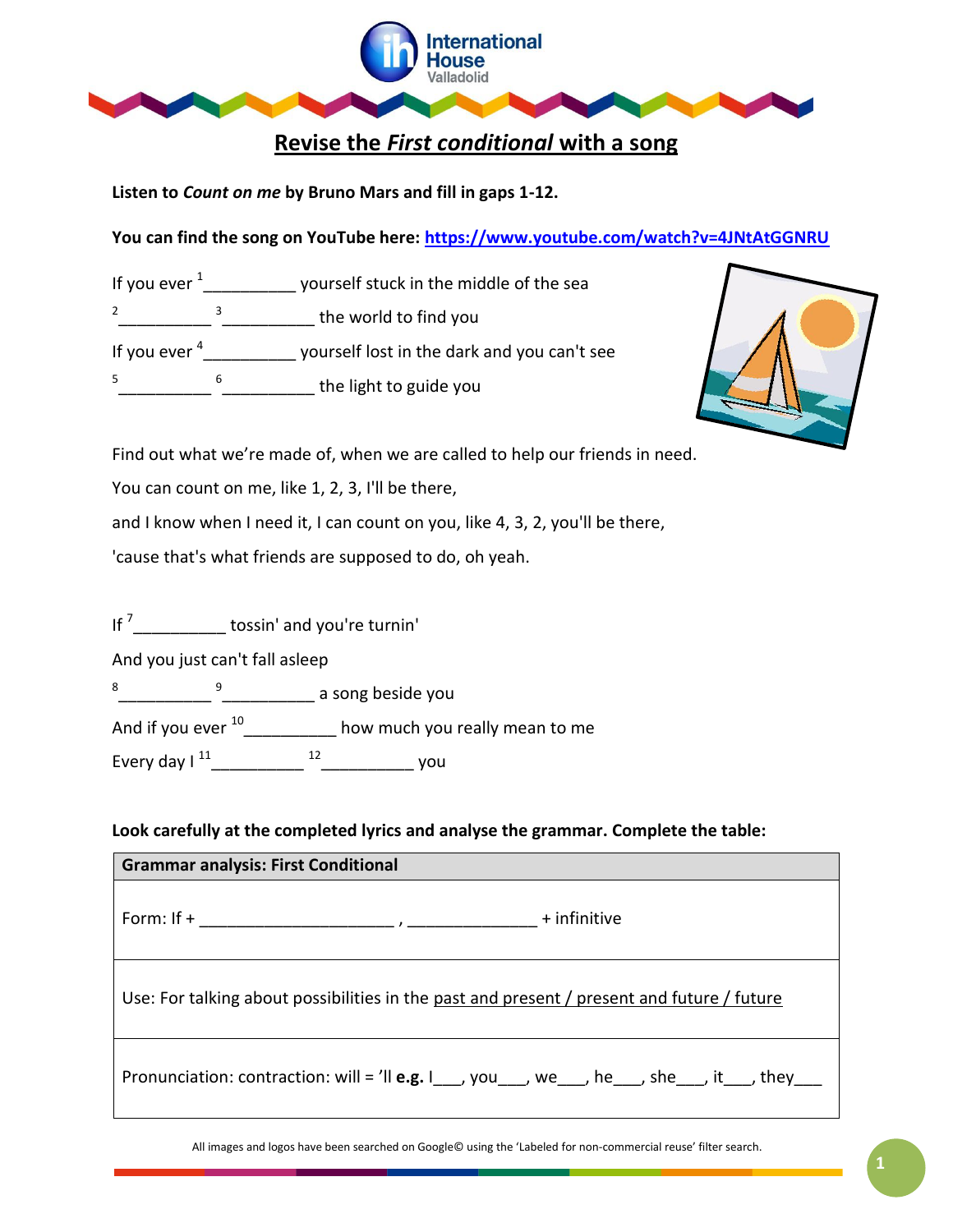# Revise the *First conditional* with a song

**Listen to *Count on me* by Bruno Mars and fill in gaps 1-12.**

**You can find the song on YouTube here: https://www.youtube.com/watch?v=4JNtAtGGNRU**

If you ever [1]__________ yourself stuck in the middle of the sea

[2]__________ [3]__________ the world to find you

If you ever [4]__________ yourself lost in the dark and you can't see

[5]__________ [6]__________ the light to guide you

Find out what we're made of, when we are called to help our friends in need.

You can count on me, like 1, 2, 3, I'll be there,

and I know when I need it, I can count on you, like 4, 3, 2, you'll be there,

'cause that's what friends are supposed to do, oh yeah.

If [7]__________ tossin' and you're turnin'

And you just can't fall asleep

[8]__________ [9]__________ a song beside you

And if you ever [10]__________ how much you really mean to me

Every day I [11]__________ [12]__________ you

**Look carefully at the completed lyrics and analyse the grammar. Complete the table:**

| Grammar analysis: First Conditional |
|---|
| Form: If + ______________________ , ______________ + infinitive |
| Use: For talking about possibilities in the past and present / present and future / future |
| Pronunciation: contraction: will = 'll **e.g.** I___, you___, we___, he___, she___, it___, they___ |

All images and logos have been searched on Google© using the 'Labeled for non-commercial reuse' filter search.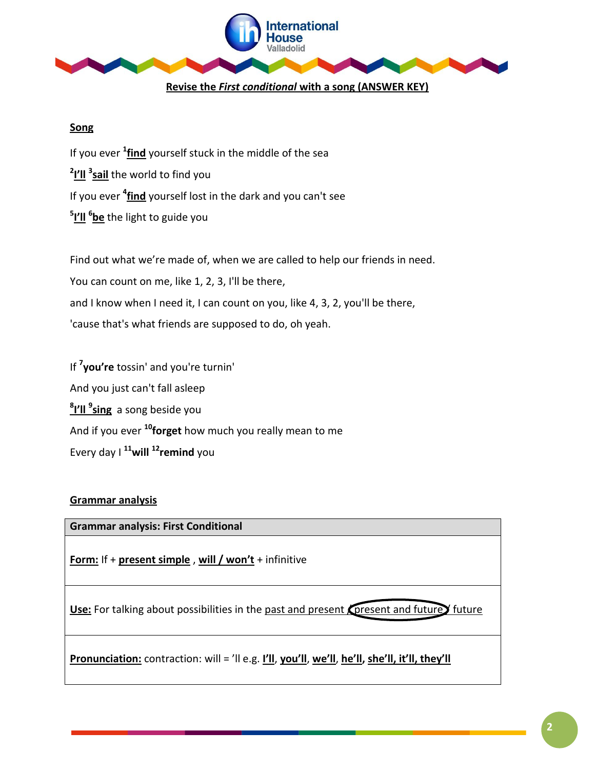**Revise the *First conditional* with a song (ANSWER KEY)**

**Song**

If you ever [1]**find** yourself stuck in the middle of the sea

[2]**I'll** [3]**sail** the world to find you

If you ever [4]**find** yourself lost in the dark and you can't see

[5]**I'll** [6]**be** the light to guide you

Find out what we're made of, when we are called to help our friends in need.

You can count on me, like 1, 2, 3, I'll be there,

and I know when I need it, I can count on you, like 4, 3, 2, you'll be there,

'cause that's what friends are supposed to do, oh yeah.

If [7]**you're** tossin' and you're turnin'

And you just can't fall asleep

[8]**I'll** [9]**sing** a song beside you

And if you ever [10]**forget** how much you really mean to me

Every day I [11]**will** [12]**remind** you

**Grammar analysis**

| **Grammar analysis: First Conditional** |
|---|
| **Form:** If + **present simple** , **will / won't** + infinitive |
| **Use:** For talking about possibilities in the past and present / (present and future) / future |
| **Pronunciation:** contraction: will = 'll e.g. **I'll**, **you'll**, **we'll**, **he'll, she'll, it'll, they'll** |